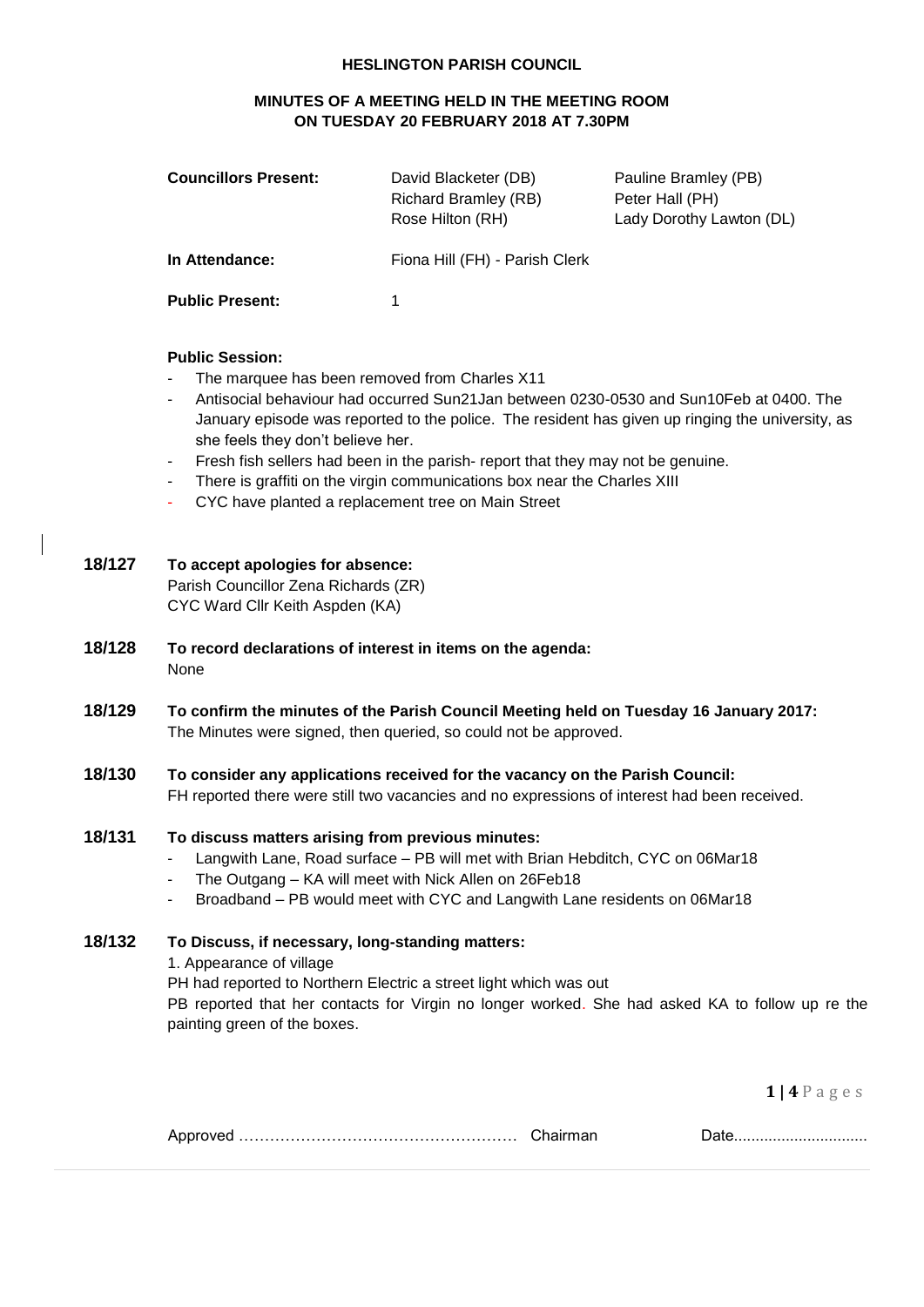**HESLINGTON PARISH COUNCIL**

**MINUTES OF A MEETING HELD IN THE MEETING ROOM ON TUESDAY 20 FEBRUARY 2018 AT 7.30PM**

| **Councillors Present:** | David Blacketer (DB) | Pauline Bramley (PB) |
|---|---|---|
| | Richard Bramley (RB) | Peter Hall (PH) |
| | Rose Hilton (RH) | Lady Dorothy Lawton (DL) |
| **In Attendance:** | Fiona Hill (FH) - Parish Clerk | |
| **Public Present:** | 1 | |

**Public Session:**

- The marquee has been removed from Charles X11
- Antisocial behaviour had occurred Sun21Jan between 0230-0530 and Sun10Feb at 0400. The January episode was reported to the police. The resident has given up ringing the university, as she feels they don't believe her.
- Fresh fish sellers had been in the parish- report that they may not be genuine.
- There is graffiti on the virgin communications box near the Charles XIII
- CYC have planted a replacement tree on Main Street

**18/127 To accept apologies for absence:**

Parish Councillor Zena Richards (ZR)
CYC Ward Cllr Keith Aspden (KA)

**18/128 To record declarations of interest in items on the agenda:**

None

**18/129 To confirm the minutes of the Parish Council Meeting held on Tuesday 16 January 2017:**

The Minutes were signed, then queried, so could not be approved.

**18/130 To consider any applications received for the vacancy on the Parish Council:**

FH reported there were still two vacancies and no expressions of interest had been received.

**18/131 To discuss matters arising from previous minutes:**

- Langwith Lane, Road surface – PB will met with Brian Hebditch, CYC on 06Mar18
- The Outgang – KA will meet with Nick Allen on 26Feb18
- Broadband – PB would meet with CYC and Langwith Lane residents on 06Mar18

**18/132 To Discuss, if necessary, long-standing matters:**

1. Appearance of village

PH had reported to Northern Electric a street light which was out

PB reported that her contacts for Virgin no longer worked. She had asked KA to follow up re the painting green of the boxes.

Approved ……………………………………………… Chairman Date...............................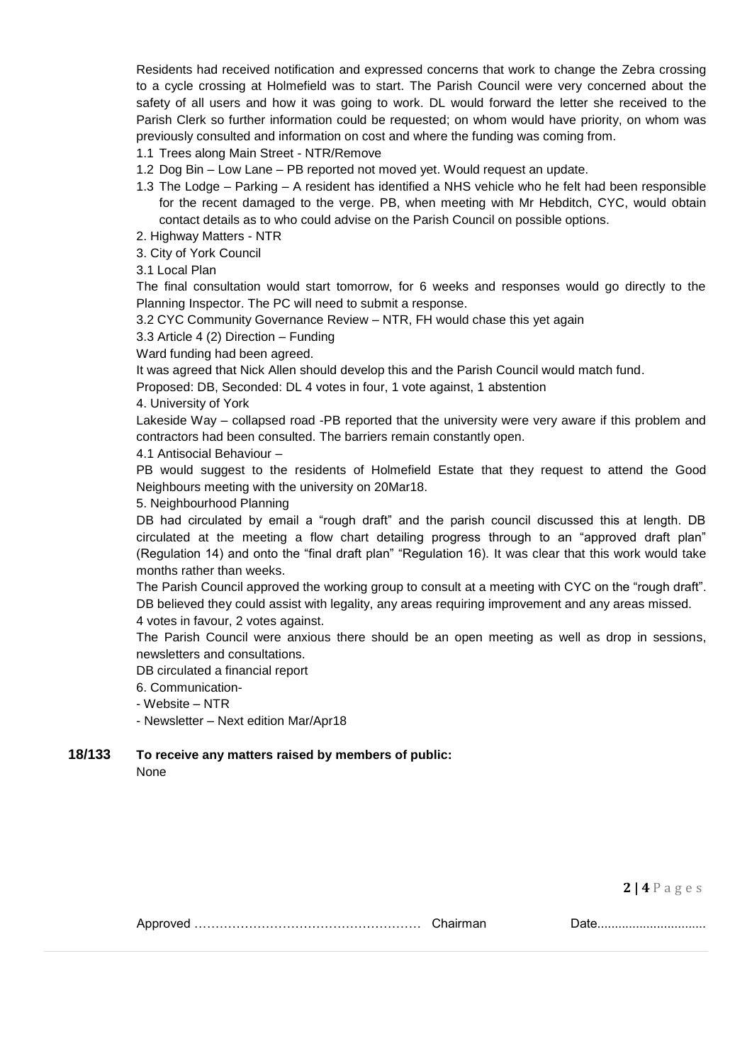Residents had received notification and expressed concerns that work to change the Zebra crossing to a cycle crossing at Holmefield was to start. The Parish Council were very concerned about the safety of all users and how it was going to work. DL would forward the letter she received to the Parish Clerk so further information could be requested; on whom would have priority, on whom was previously consulted and information on cost and where the funding was coming from.

1.1 Trees along Main Street - NTR/Remove
1.2 Dog Bin – Low Lane – PB reported not moved yet. Would request an update.
1.3 The Lodge – Parking – A resident has identified a NHS vehicle who he felt had been responsible for the recent damaged to the verge. PB, when meeting with Mr Hebditch, CYC, would obtain contact details as to who could advise on the Parish Council on possible options.

2. Highway Matters - NTR

3. City of York Council

3.1 Local Plan

The final consultation would start tomorrow, for 6 weeks and responses would go directly to the Planning Inspector. The PC will need to submit a response.

3.2 CYC Community Governance Review – NTR, FH would chase this yet again

3.3 Article 4 (2) Direction – Funding

Ward funding had been agreed.

It was agreed that Nick Allen should develop this and the Parish Council would match fund.

Proposed: DB, Seconded: DL 4 votes in four, 1 vote against, 1 abstention

4. University of York

Lakeside Way – collapsed road -PB reported that the university were very aware if this problem and contractors had been consulted. The barriers remain constantly open.

4.1 Antisocial Behaviour –

PB would suggest to the residents of Holmefield Estate that they request to attend the Good Neighbours meeting with the university on 20Mar18.

5. Neighbourhood Planning

DB had circulated by email a "rough draft" and the parish council discussed this at length. DB circulated at the meeting a flow chart detailing progress through to an "approved draft plan" (Regulation 14) and onto the "final draft plan" "Regulation 16). It was clear that this work would take months rather than weeks.

The Parish Council approved the working group to consult at a meeting with CYC on the "rough draft". DB believed they could assist with legality, any areas requiring improvement and any areas missed.

4 votes in favour, 2 votes against.

The Parish Council were anxious there should be an open meeting as well as drop in sessions, newsletters and consultations.

DB circulated a financial report

6. Communication-

- Website – NTR
- Newsletter – Next edition Mar/Apr18

**18/133 To receive any matters raised by members of public:**

None

Approved …………………………………………… Chairman Date..............................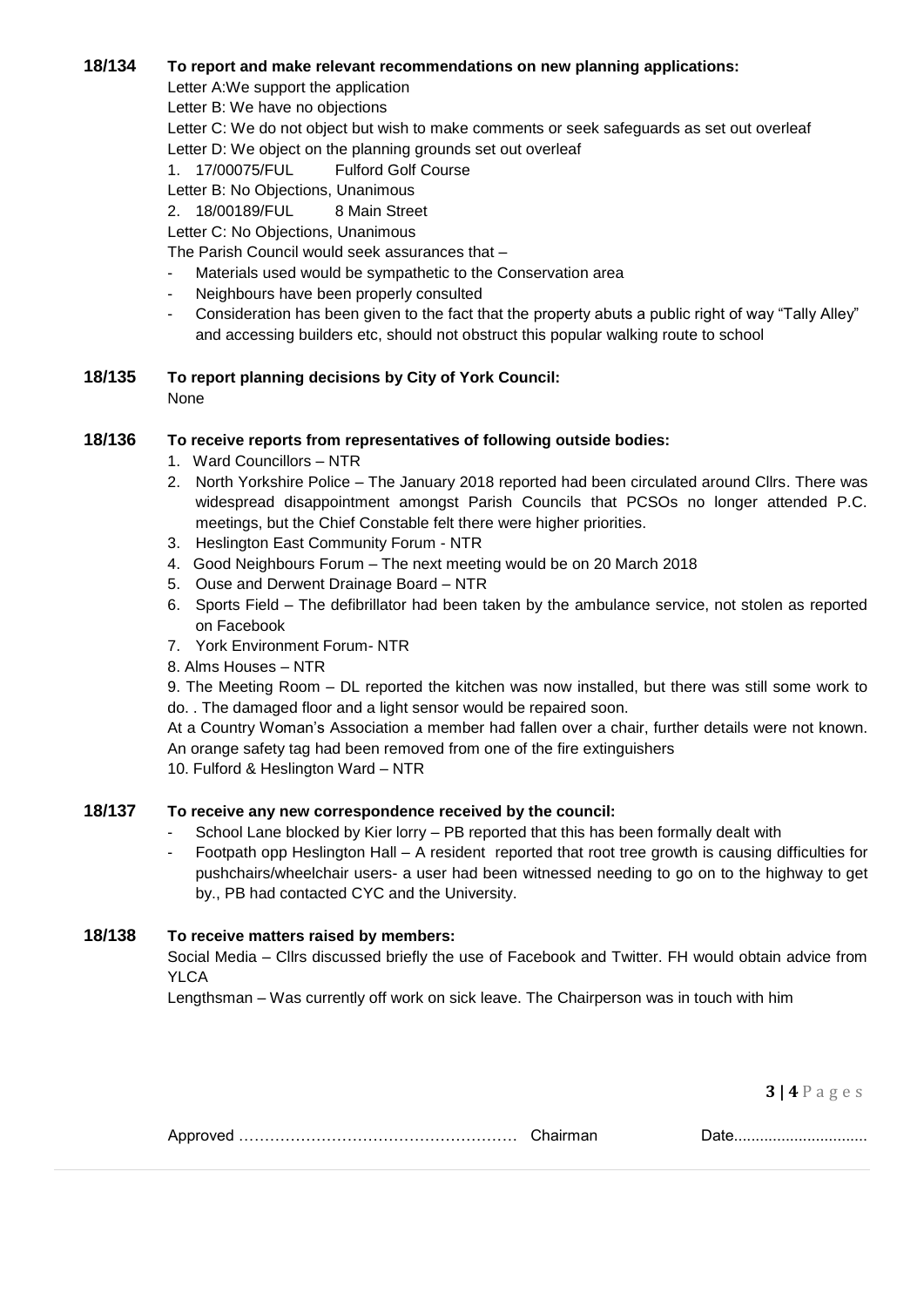**18/134 To report and make relevant recommendations on new planning applications:**

Letter A:We support the application

Letter B: We have no objections

Letter C: We do not object but wish to make comments or seek safeguards as set out overleaf

Letter D: We object on the planning grounds set out overleaf

1. 17/00075/FUL Fulford Golf Course

Letter B: No Objections, Unanimous

2. 18/00189/FUL 8 Main Street

Letter C: No Objections, Unanimous

The Parish Council would seek assurances that –

- Materials used would be sympathetic to the Conservation area
- Neighbours have been properly consulted
- Consideration has been given to the fact that the property abuts a public right of way "Tally Alley" and accessing builders etc, should not obstruct this popular walking route to school

**18/135 To report planning decisions by City of York Council:**

None

**18/136 To receive reports from representatives of following outside bodies:**

1. Ward Councillors – NTR
2. North Yorkshire Police – The January 2018 reported had been circulated around Cllrs. There was widespread disappointment amongst Parish Councils that PCSOs no longer attended P.C. meetings, but the Chief Constable felt there were higher priorities.
3. Heslington East Community Forum - NTR
4. Good Neighbours Forum – The next meeting would be on 20 March 2018
5. Ouse and Derwent Drainage Board – NTR
6. Sports Field – The defibrillator had been taken by the ambulance service, not stolen as reported on Facebook
7. York Environment Forum- NTR
8. Alms Houses – NTR
9. The Meeting Room – DL reported the kitchen was now installed, but there was still some work to do. . The damaged floor and a light sensor would be repaired soon.

At a Country Woman's Association a member had fallen over a chair, further details were not known. An orange safety tag had been removed from one of the fire extinguishers

10. Fulford & Heslington Ward – NTR

**18/137 To receive any new correspondence received by the council:**

- School Lane blocked by Kier lorry – PB reported that this has been formally dealt with
- Footpath opp Heslington Hall – A resident reported that root tree growth is causing difficulties for pushchairs/wheelchair users- a user had been witnessed needing to go on to the highway to get by., PB had contacted CYC and the University.

**18/138 To receive matters raised by members:**

Social Media – Cllrs discussed briefly the use of Facebook and Twitter. FH would obtain advice from YLCA

Lengthsman – Was currently off work on sick leave. The Chairperson was in touch with him

Approved …………………………………………… Chairman Date..............................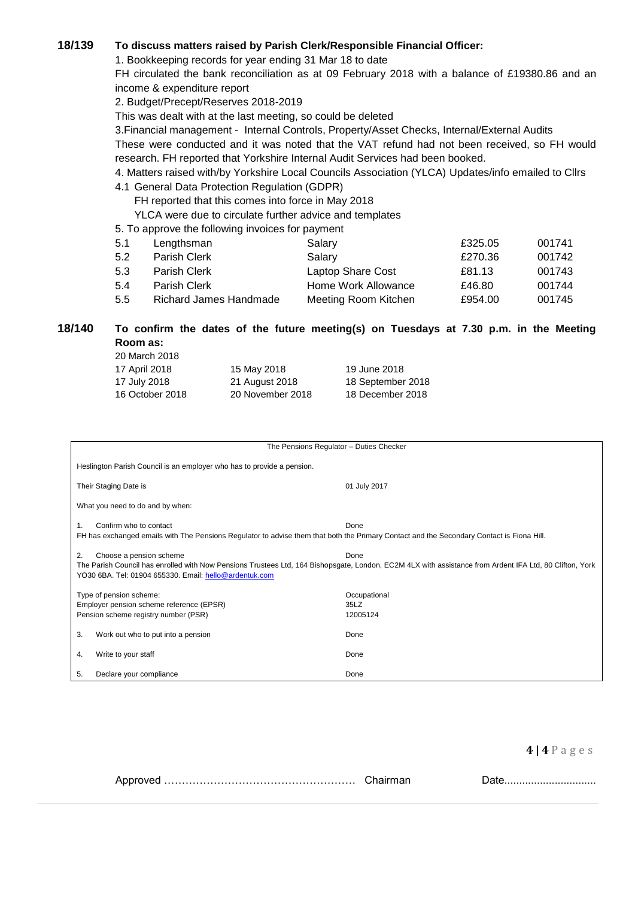**18/139 To discuss matters raised by Parish Clerk/Responsible Financial Officer:**

1. Bookkeeping records for year ending 31 Mar 18 to date

FH circulated the bank reconciliation as at 09 February 2018 with a balance of £19380.86 and an income & expenditure report

2. Budget/Precept/Reserves 2018-2019

This was dealt with at the last meeting, so could be deleted

3. Financial management - Internal Controls, Property/Asset Checks, Internal/External Audits

These were conducted and it was noted that the VAT refund had not been received, so FH would research. FH reported that Yorkshire Internal Audit Services had been booked.

4. Matters raised with/by Yorkshire Local Councils Association (YLCA) Updates/info emailed to Cllrs

4.1 General Data Protection Regulation (GDPR)

FH reported that this comes into force in May 2018

YLCA were due to circulate further advice and templates

5. To approve the following invoices for payment

| | | | | |
|---|---|---|---|---|
| 5.1 | Lengthsman | Salary | £325.05 | 001741 |
| 5.2 | Parish Clerk | Salary | £270.36 | 001742 |
| 5.3 | Parish Clerk | Laptop Share Cost | £81.13 | 001743 |
| 5.4 | Parish Clerk | Home Work Allowance | £46.80 | 001744 |
| 5.5 | Richard James Handmade | Meeting Room Kitchen | £954.00 | 001745 |

**18/140 To confirm the dates of the future meeting(s) on Tuesdays at 7.30 p.m. in the Meeting Room as:**

20 March 2018

| | | |
|---|---|---|
| 17 April 2018 | 15 May 2018 | 19 June 2018 |
| 17 July 2018 | 21 August 2018 | 18 September 2018 |
| 16 October 2018 | 20 November 2018 | 18 December 2018 |

| The Pensions Regulator – Duties Checker | |
|---|---|
| Heslington Parish Council is an employer who has to provide a pension. | |
| Their Staging Date is | 01 July 2017 |
| What you need to do and by when: | |
| 1. Confirm who to contact | Done |
| FH has exchanged emails with The Pensions Regulator to advise them that both the Primary Contact and the Secondary Contact is Fiona Hill. | |
| 2. Choose a pension scheme | Done |
| The Parish Council has enrolled with Now Pensions Trustees Ltd, 164 Bishopsgate, London, EC2M 4LX with assistance from Ardent IFA Ltd, 80 Clifton, York YO30 6BA. Tel: 01904 655330. Email: hello@ardentuk.com | |
| Type of pension scheme:<br>Employer pension scheme reference (EPSR)<br>Pension scheme registry number (PSR) | Occupational<br>35LZ<br>12005124 |
| 3. Work out who to put into a pension | Done |
| 4. Write to your staff | Done |
| 5. Declare your compliance | Done |

Approved …………………………………………… Chairman Date..............................